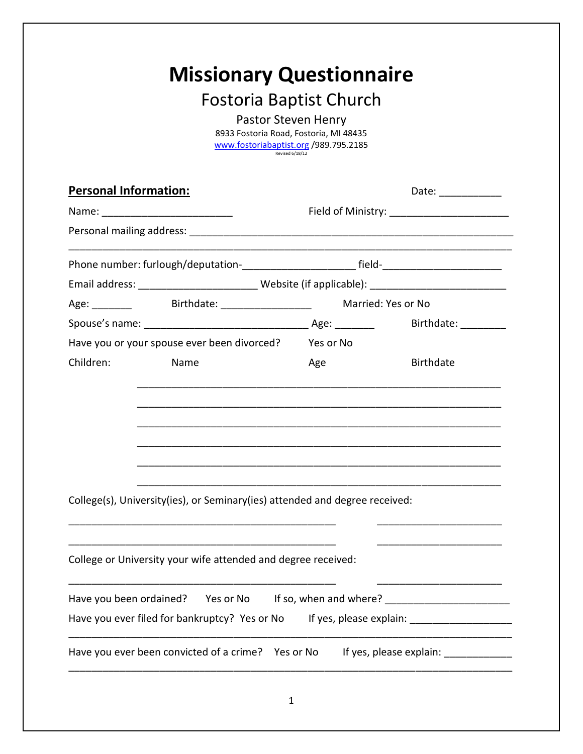# Missionary Questionnaire

## Fostoria Baptist Church

Pastor Steven Henry
8933 Fostoria Road, Fostoria, MI 48435
www.fostoriabaptist.org /989.795.2185
Revised 6/18/12

**Personal Information:** Date: ___________

Name: ________________________ Field of Ministry: _____________________

Personal mailing address: _______________________________________________________

_______________________________________________________________________________

Phone number: furlough/deputation-___________________ field-_____________________

Email address: _____________________ Website (if applicable): _______________________

Age: _______ Birthdate: ________________ Married: Yes or No

Spouse's name: ______________________________ Age: _______ Birthdate: ________

Have you or your spouse ever been divorced? Yes or No

Children: Name Age Birthdate

_________________________________________________________________

_________________________________________________________________

_________________________________________________________________

_________________________________________________________________

_________________________________________________________________

_________________________________________________________________

College(s), University(ies), or Seminary(ies) attended and degree received:

_______________________________________________ ______________________

_______________________________________________ ______________________

College or University your wife attended and degree received:

_______________________________________________ ______________________

Have you been ordained? Yes or No If so, when and where? ______________________

Have you ever filed for bankruptcy? Yes or No If yes, please explain: __________________

_______________________________________________________________________________

Have you ever been convicted of a crime? Yes or No If yes, please explain: ____________

_______________________________________________________________________________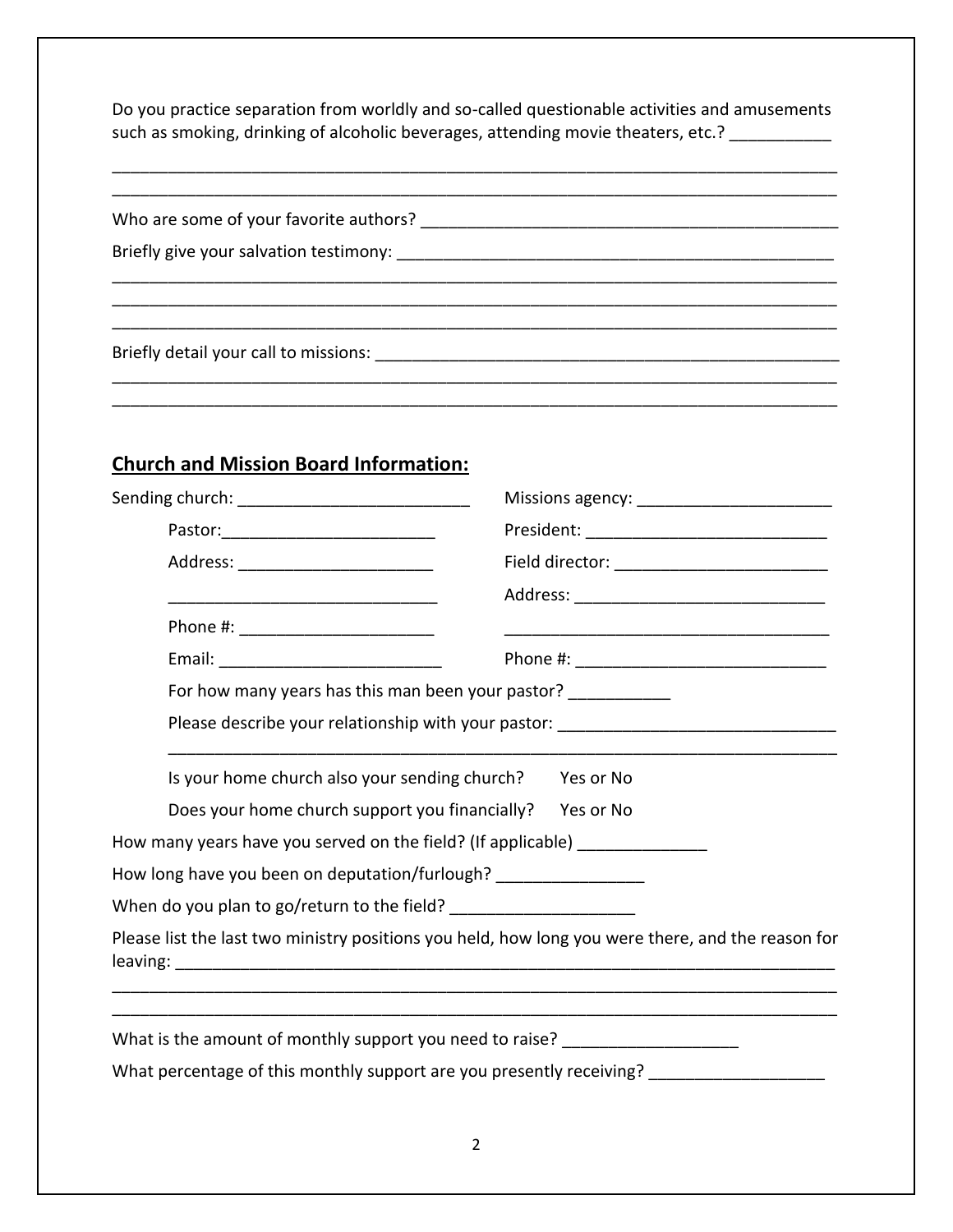Do you practice separation from worldly and so-called questionable activities and amusements such as smoking, drinking of alcoholic beverages, attending movie theaters, etc.? ___________

________________________________________________________________________________
________________________________________________________________________________

Who are some of your favorite authors? _______________________________________________

Briefly give your salvation testimony: ________________________________________________
________________________________________________________________________________
________________________________________________________________________________
________________________________________________________________________________

Briefly detail your call to missions: __________________________________________________
________________________________________________________________________________
________________________________________________________________________________

## Church and Mission Board Information:

Sending church: _________________________

Pastor: _______________________

Address: _____________________

_____________________________

Phone #: _____________________

Email: ________________________

Missions agency: _____________________

President: __________________________

Field director: _______________________

Address: ___________________________

___________________________________

Phone #: ___________________________

For how many years has this man been your pastor? ___________

Please describe your relationship with your pastor: ______________________________
________________________________________________________________________

Is your home church also your sending church? Yes or No

Does your home church support you financially? Yes or No

How many years have you served on the field? (If applicable) ______________

How long have you been on deputation/furlough? ________________

When do you plan to go/return to the field? ____________________

Please list the last two ministry positions you held, how long you were there, and the reason for leaving: ____________________________________________________________________________
________________________________________________________________________________
________________________________________________________________________________

What is the amount of monthly support you need to raise? ___________________

What percentage of this monthly support are you presently receiving? ___________________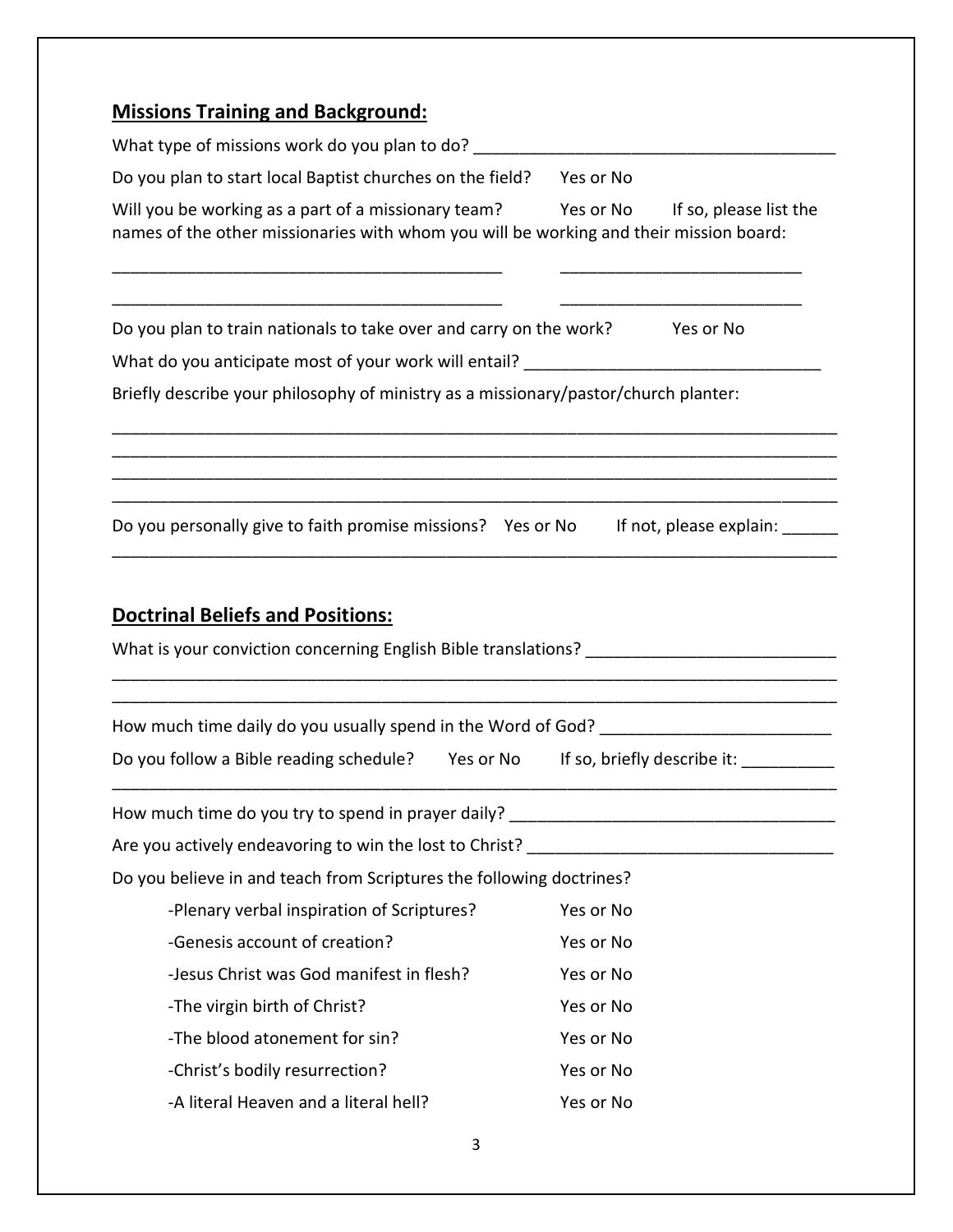## **Missions Training and Background:**

What type of missions work do you plan to do? ________________________________________

Do you plan to start local Baptist churches on the field? Yes or No

Will you be working as a part of a missionary team? Yes or No If so, please list the names of the other missionaries with whom you will be working and their mission board:

__________________________________________ __________________________

__________________________________________ __________________________

Do you plan to train nationals to take over and carry on the work? Yes or No

What do you anticipate most of your work will entail? ________________________________

Briefly describe your philosophy of ministry as a missionary/pastor/church planter:

________________________________________________________________________________
________________________________________________________________________________
________________________________________________________________________________
________________________________________________________________________________

Do you personally give to faith promise missions? Yes or No If not, please explain: ______
________________________________________________________________________________

## **Doctrinal Beliefs and Positions:**

What is your conviction concerning English Bible translations? ___________________________
________________________________________________________________________________
________________________________________________________________________________

How much time daily do you usually spend in the Word of God? _________________________

Do you follow a Bible reading schedule? Yes or No If so, briefly describe it: __________
________________________________________________________________________________

How much time do you try to spend in prayer daily? ___________________________________

Are you actively endeavoring to win the lost to Christ? _________________________________

Do you believe in and teach from Scriptures the following doctrines?

- -Plenary verbal inspiration of Scriptures? Yes or No
- -Genesis account of creation? Yes or No
- -Jesus Christ was God manifest in flesh? Yes or No
- -The virgin birth of Christ? Yes or No
- -The blood atonement for sin? Yes or No
- -Christ's bodily resurrection? Yes or No
- -A literal Heaven and a literal hell? Yes or No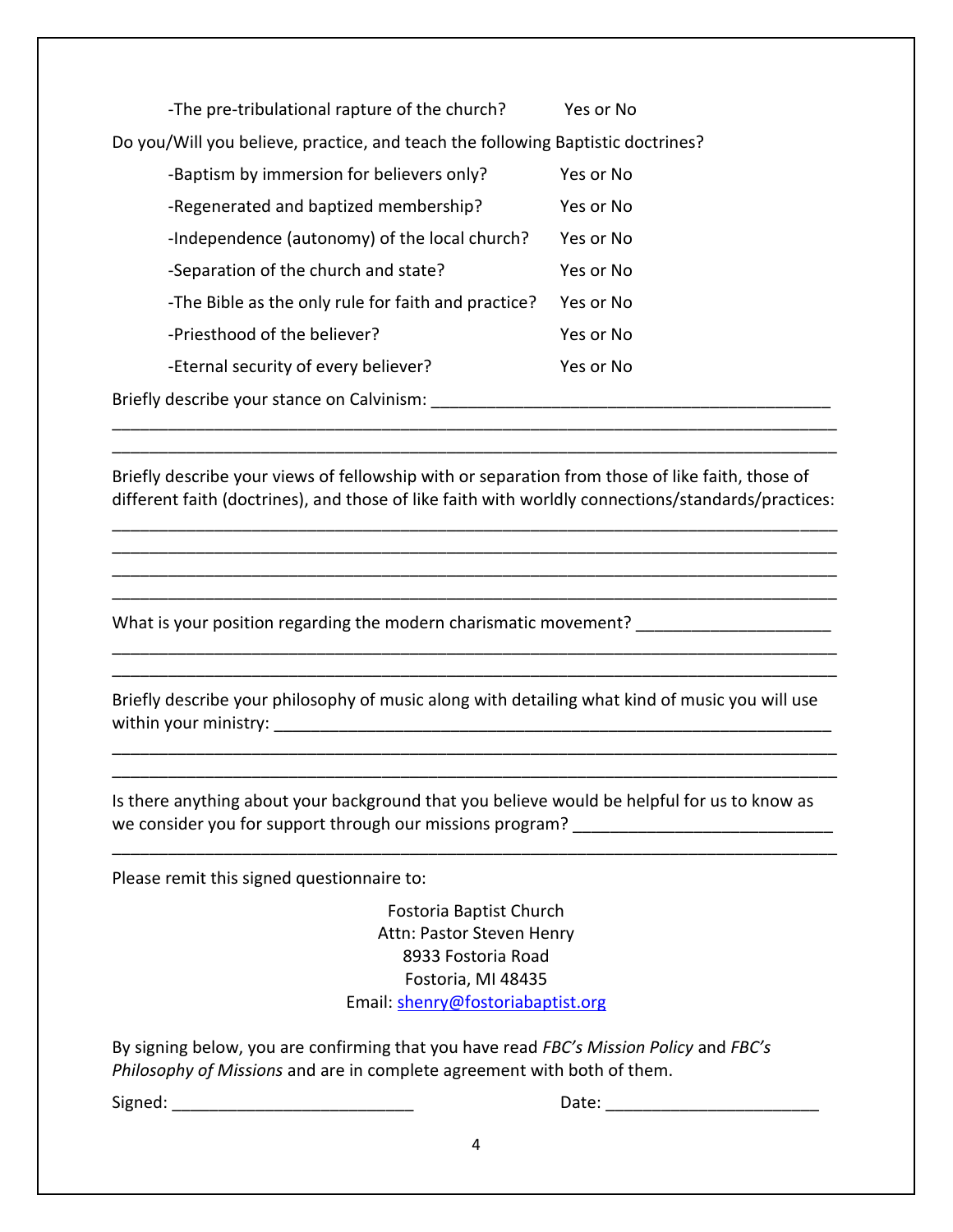-The pre-tribulational rapture of the church? Yes or No

Do you/Will you believe, practice, and teach the following Baptistic doctrines?

-Baptism by immersion for believers only? Yes or No

-Regenerated and baptized membership? Yes or No

-Independence (autonomy) of the local church? Yes or No

-Separation of the church and state? Yes or No

-The Bible as the only rule for faith and practice? Yes or No

-Priesthood of the believer? Yes or No

-Eternal security of every believer? Yes or No

Briefly describe your stance on Calvinism: ___________________________________________
______________________________________________________________________________
______________________________________________________________________________

Briefly describe your views of fellowship with or separation from those of like faith, those of different faith (doctrines), and those of like faith with worldly connections/standards/practices:
______________________________________________________________________________
______________________________________________________________________________
______________________________________________________________________________
______________________________________________________________________________

What is your position regarding the modern charismatic movement? _____________________
______________________________________________________________________________
______________________________________________________________________________

Briefly describe your philosophy of music along with detailing what kind of music you will use within your ministry: _______________________________________________________________
______________________________________________________________________________
______________________________________________________________________________

Is there anything about your background that you believe would be helpful for us to know as we consider you for support through our missions program? ___________________________
______________________________________________________________________________

Please remit this signed questionnaire to:

Fostoria Baptist Church
Attn: Pastor Steven Henry
8933 Fostoria Road
Fostoria, MI 48435
Email: shenry@fostoriabaptist.org

By signing below, you are confirming that you have read *FBC's Mission Policy* and *FBC's Philosophy of Missions* and are in complete agreement with both of them.

Signed: __________________________ Date: _______________________